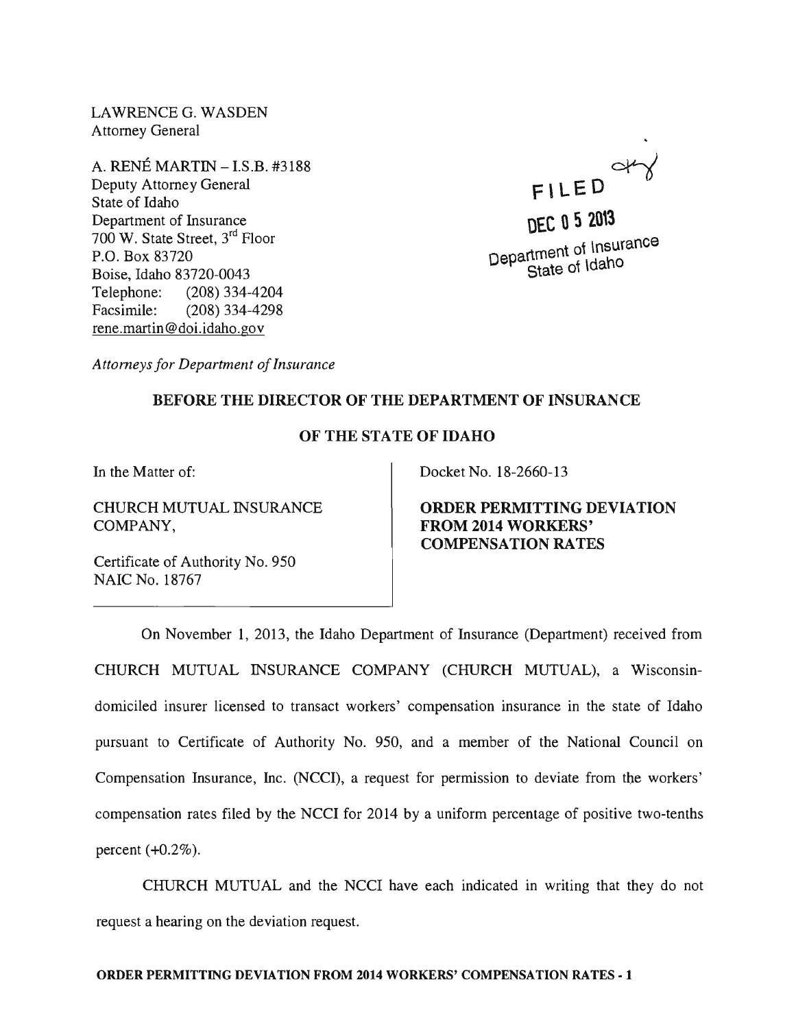LAWRENCE G. WASDEN
Attorney General

A. RENÉ MARTIN – I.S.B. #3188
Deputy Attorney General
State of Idaho
Department of Insurance
700 W. State Street, 3rd Floor
P.O. Box 83720
Boise, Idaho 83720-0043
Telephone: (208) 334-4204
Facsimile: (208) 334-4298
rene.martin@doi.idaho.gov

FILED
DEC 05 2013
Department of Insurance
State of Idaho

*Attorneys for Department of Insurance*

**BEFORE THE DIRECTOR OF THE DEPARTMENT OF INSURANCE**

**OF THE STATE OF IDAHO**

| | |
|---|---|
| In the Matter of:<br><br>CHURCH MUTUAL INSURANCE COMPANY,<br><br>Certificate of Authority No. 950<br>NAIC No. 18767 | Docket No. 18-2660-13<br><br>**ORDER PERMITTING DEVIATION FROM 2014 WORKERS' COMPENSATION RATES** |

On November 1, 2013, the Idaho Department of Insurance (Department) received from CHURCH MUTUAL INSURANCE COMPANY (CHURCH MUTUAL), a Wisconsin-domiciled insurer licensed to transact workers' compensation insurance in the state of Idaho pursuant to Certificate of Authority No. 950, and a member of the National Council on Compensation Insurance, Inc. (NCCI), a request for permission to deviate from the workers' compensation rates filed by the NCCI for 2014 by a uniform percentage of positive two-tenths percent (+0.2%).

CHURCH MUTUAL and the NCCI have each indicated in writing that they do not request a hearing on the deviation request.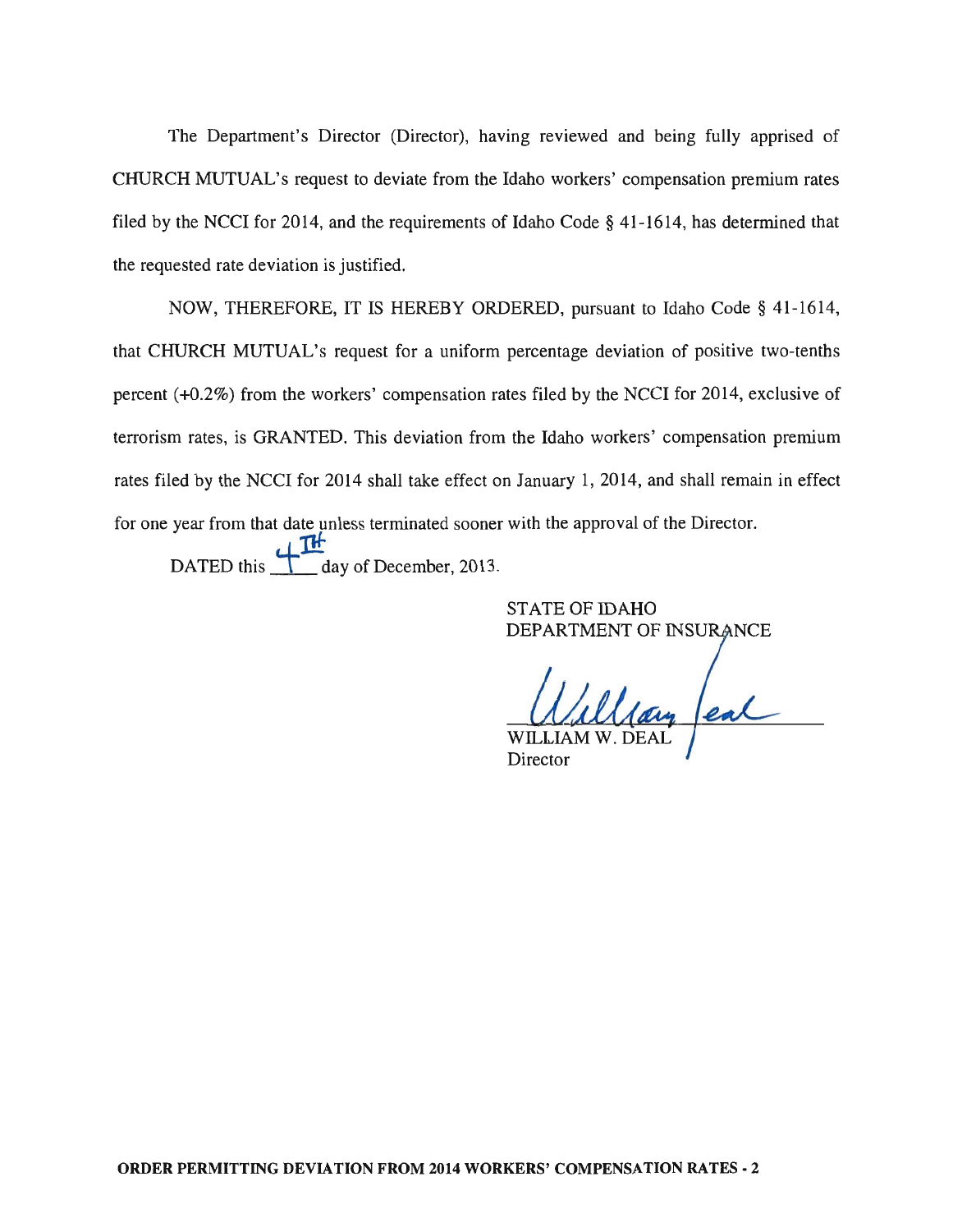The Department's Director (Director), having reviewed and being fully apprised of CHURCH MUTUAL's request to deviate from the Idaho workers' compensation premium rates filed by the NCCI for 2014, and the requirements of Idaho Code § 41-1614, has determined that the requested rate deviation is justified.

NOW, THEREFORE, IT IS HEREBY ORDERED, pursuant to Idaho Code § 41-1614, that CHURCH MUTUAL's request for a uniform percentage deviation of positive two-tenths percent (+0.2%) from the workers' compensation rates filed by the NCCI for 2014, exclusive of terrorism rates, is GRANTED. This deviation from the Idaho workers' compensation premium rates filed by the NCCI for 2014 shall take effect on January 1, 2014, and shall remain in effect for one year from that date unless terminated sooner with the approval of the Director.

DATED this 4TH day of December, 2013.

STATE OF IDAHO
DEPARTMENT OF INSURANCE

William Deal

WILLIAM W. DEAL
Director

**ORDER PERMITTING DEVIATION FROM 2014 WORKERS' COMPENSATION RATES - 2**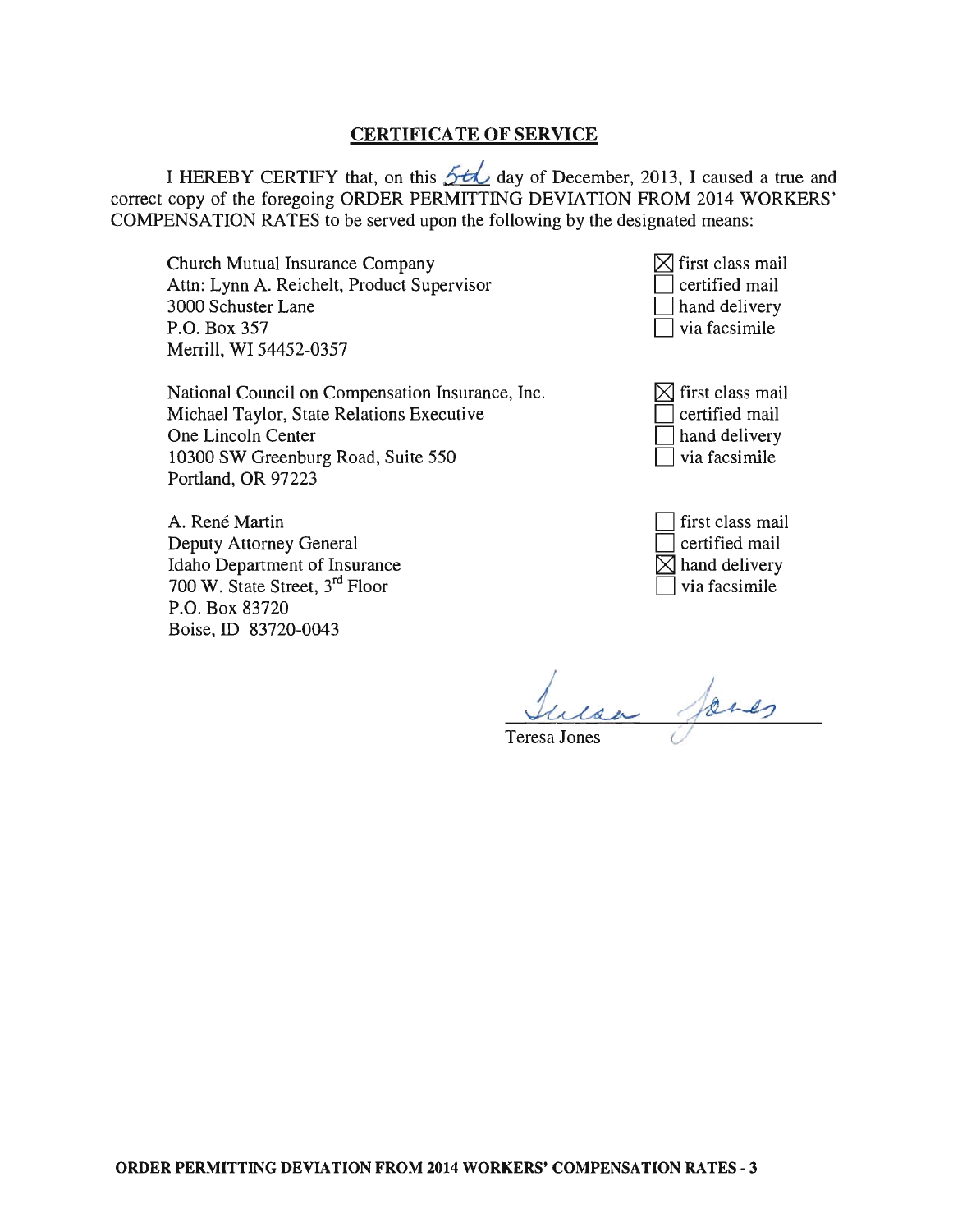## CERTIFICATE OF SERVICE

I HEREBY CERTIFY that, on this 5th day of December, 2013, I caused a true and correct copy of the foregoing ORDER PERMITTING DEVIATION FROM 2014 WORKERS' COMPENSATION RATES to be served upon the following by the designated means:

| | |
|---|---|
| Church Mutual Insurance Company<br>Attn: Lynn A. Reichelt, Product Supervisor<br>3000 Schuster Lane<br>P.O. Box 357<br>Merrill, WI 54452-0357 | ☒ first class mail<br>☐ certified mail<br>☐ hand delivery<br>☐ via facsimile |
| National Council on Compensation Insurance, Inc.<br>Michael Taylor, State Relations Executive<br>One Lincoln Center<br>10300 SW Greenburg Road, Suite 550<br>Portland, OR 97223 | ☒ first class mail<br>☐ certified mail<br>☐ hand delivery<br>☐ via facsimile |
| A. René Martin<br>Deputy Attorney General<br>Idaho Department of Insurance<br>700 W. State Street, 3rd Floor<br>P.O. Box 83720<br>Boise, ID 83720-0043 | ☐ first class mail<br>☐ certified mail<br>☒ hand delivery<br>☐ via facsimile |

Teresa Jones

Teresa Jones

ORDER PERMITTING DEVIATION FROM 2014 WORKERS' COMPENSATION RATES - 3